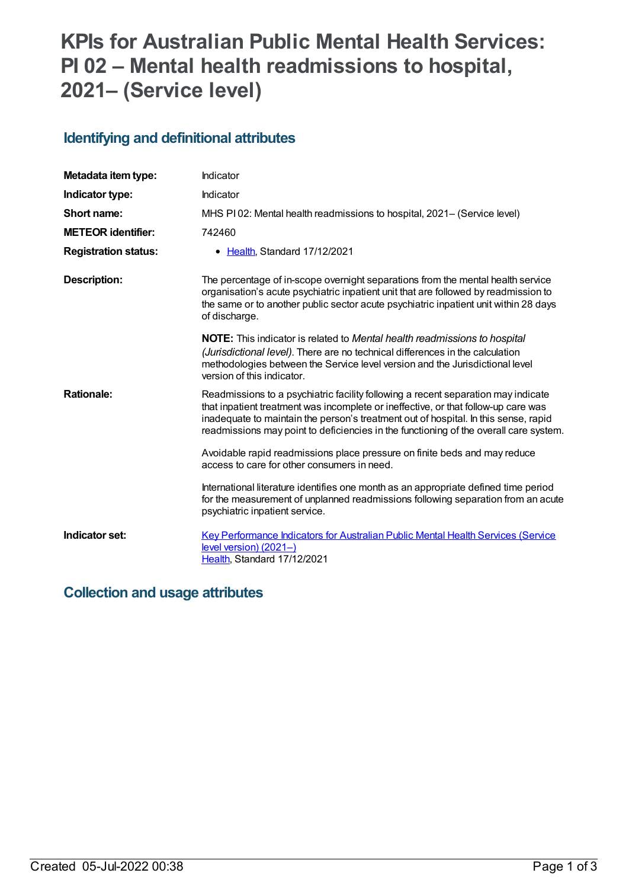# KPIs for Australian Public Mental Health Services: PI 02 – Mental health readmissions to hospital, 2021– (Service level)

## Identifying and definitional attributes

| | |
|---|---|
| **Metadata item type:** | Indicator |
| **Indicator type:** | Indicator |
| **Short name:** | MHS PI 02: Mental health readmissions to hospital, 2021– (Service level) |
| **METEOR identifier:** | 742460 |
| **Registration status:** | • Health, Standard 17/12/2021 |
| **Description:** | The percentage of in-scope overnight separations from the mental health service organisation's acute psychiatric inpatient unit that are followed by readmission to the same or to another public sector acute psychiatric inpatient unit within 28 days of discharge.<br><br>**NOTE:** This indicator is related to *Mental health readmissions to hospital (Jurisdictional level)*. There are no technical differences in the calculation methodologies between the Service level version and the Jurisdictional level version of this indicator. |
| **Rationale:** | Readmissions to a psychiatric facility following a recent separation may indicate that inpatient treatment was incomplete or ineffective, or that follow-up care was inadequate to maintain the person's treatment out of hospital. In this sense, rapid readmissions may point to deficiencies in the functioning of the overall care system.<br><br>Avoidable rapid readmissions place pressure on finite beds and may reduce access to care for other consumers in need.<br><br>International literature identifies one month as an appropriate defined time period for the measurement of unplanned readmissions following separation from an acute psychiatric inpatient service. |
| **Indicator set:** | Key Performance Indicators for Australian Public Mental Health Services (Service level version) (2021–)<br>Health, Standard 17/12/2021 |

## Collection and usage attributes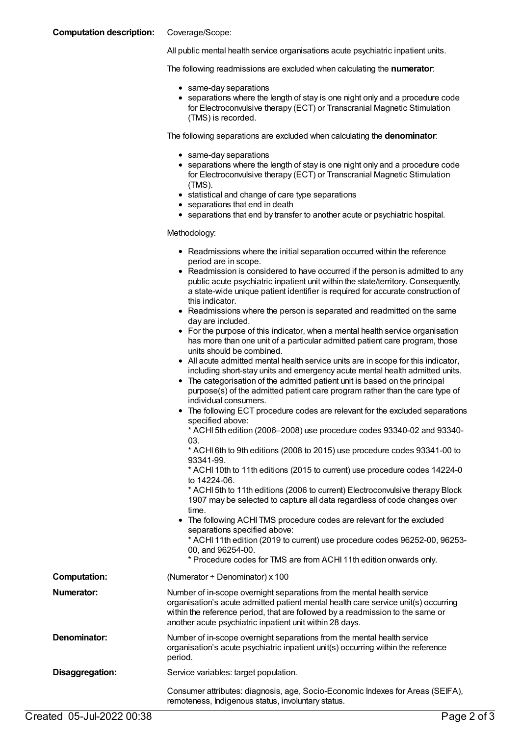**Computation description:** Coverage/Scope:

All public mental health service organisations acute psychiatric inpatient units.

The following readmissions are excluded when calculating the **numerator**:

- same-day separations
- separations where the length of stay is one night only and a procedure code for Electroconvulsive therapy (ECT) or Transcranial Magnetic Stimulation (TMS) is recorded.

The following separations are excluded when calculating the **denominator**:

- same-day separations
- separations where the length of stay is one night only and a procedure code for Electroconvulsive therapy (ECT) or Transcranial Magnetic Stimulation (TMS).
- statistical and change of care type separations
- separations that end in death
- separations that end by transfer to another acute or psychiatric hospital.

Methodology:

- Readmissions where the initial separation occurred within the reference period are in scope.
- Readmission is considered to have occurred if the person is admitted to any public acute psychiatric inpatient unit within the state/territory. Consequently, a state-wide unique patient identifier is required for accurate construction of this indicator.
- Readmissions where the person is separated and readmitted on the same day are included.
- For the purpose of this indicator, when a mental health service organisation has more than one unit of a particular admitted patient care program, those units should be combined.
- All acute admitted mental health service units are in scope for this indicator, including short-stay units and emergency acute mental health admitted units.
- The categorisation of the admitted patient unit is based on the principal purpose(s) of the admitted patient care program rather than the care type of individual consumers.
- The following ECT procedure codes are relevant for the excluded separations specified above:
  * ACHI 5th edition (2006–2008) use procedure codes 93340-02 and 93340-03.
  * ACHI 6th to 9th editions (2008 to 2015) use procedure codes 93341-00 to 93341-99.
  * ACHI 10th to 11th editions (2015 to current) use procedure codes 14224-0 to 14224-06.
  * ACHI 5th to 11th editions (2006 to current) Electroconvulsive therapy Block 1907 may be selected to capture all data regardless of code changes over time.
- The following ACHI TMS procedure codes are relevant for the excluded separations specified above:
  * ACHI 11th edition (2019 to current) use procedure codes 96252-00, 96253-00, and 96254-00.
  * Procedure codes for TMS are from ACHI 11th edition onwards only.

**Computation:** (Numerator ÷ Denominator) x 100

**Numerator:** Number of in-scope overnight separations from the mental health service organisation's acute admitted patient mental health care service unit(s) occurring within the reference period, that are followed by a readmission to the same or another acute psychiatric inpatient unit within 28 days.

**Denominator:** Number of in-scope overnight separations from the mental health service organisation's acute psychiatric inpatient unit(s) occurring within the reference period.

**Disaggregation:** Service variables: target population.

Consumer attributes: diagnosis, age, Socio-Economic Indexes for Areas (SEIFA), remoteness, Indigenous status, involuntary status.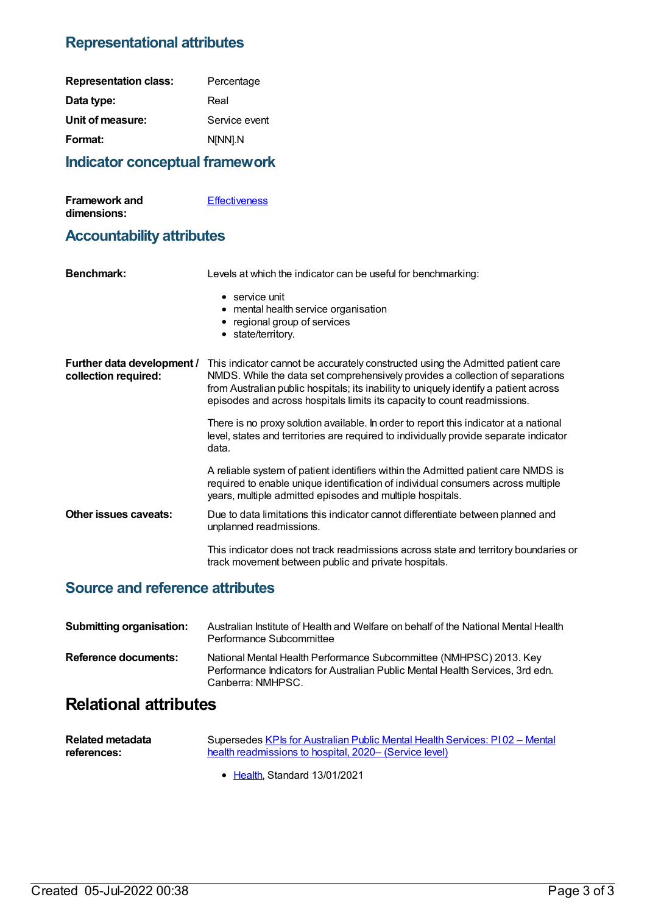## Representational attributes

**Representation class:** Percentage

**Data type:** Real

**Unit of measure:** Service event

**Format:** N[NN].N

## Indicator conceptual framework

**Framework and dimensions:** Effectiveness

## Accountability attributes

**Benchmark:** Levels at which the indicator can be useful for benchmarking:

- service unit
- mental health service organisation
- regional group of services
- state/territory.

**Further data development / collection required:** This indicator cannot be accurately constructed using the Admitted patient care NMDS. While the data set comprehensively provides a collection of separations from Australian public hospitals; its inability to uniquely identify a patient across episodes and across hospitals limits its capacity to count readmissions.

There is no proxy solution available. In order to report this indicator at a national level, states and territories are required to individually provide separate indicator data.

A reliable system of patient identifiers within the Admitted patient care NMDS is required to enable unique identification of individual consumers across multiple years, multiple admitted episodes and multiple hospitals.

**Other issues caveats:** Due to data limitations this indicator cannot differentiate between planned and unplanned readmissions.

This indicator does not track readmissions across state and territory boundaries or track movement between public and private hospitals.

## Source and reference attributes

**Submitting organisation:** Australian Institute of Health and Welfare on behalf of the National Mental Health Performance Subcommittee

**Reference documents:** National Mental Health Performance Subcommittee (NMHPSC) 2013. Key Performance Indicators for Australian Public Mental Health Services, 3rd edn. Canberra: NMHPSC.

# Relational attributes

**Related metadata references:** Supersedes KPIs for Australian Public Mental Health Services: PI 02 – Mental health readmissions to hospital, 2020– (Service level)

- Health, Standard 13/01/2021